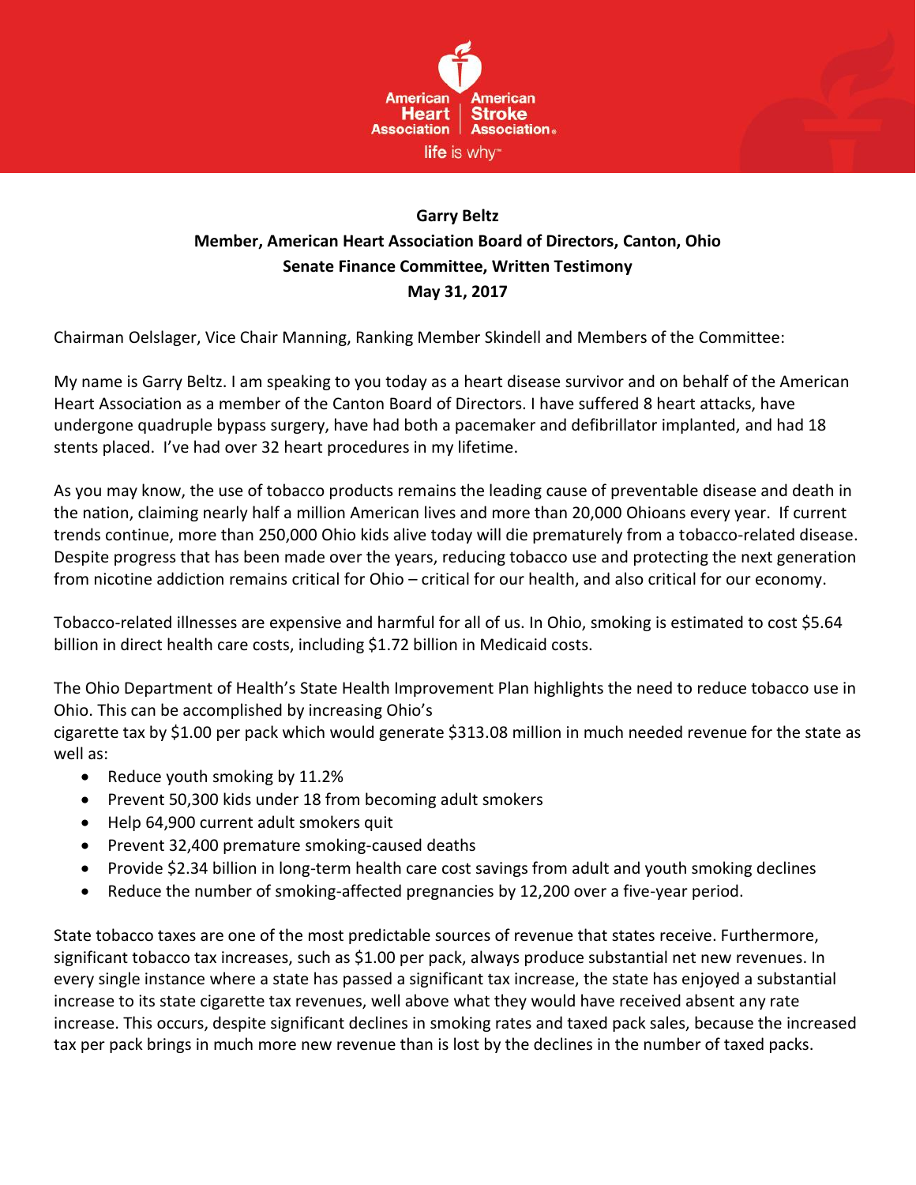American Heart Association | American Stroke Association

life is why™

**Garry Beltz**
**Member, American Heart Association Board of Directors, Canton, Ohio**
**Senate Finance Committee, Written Testimony**
**May 31, 2017**

Chairman Oelslager, Vice Chair Manning, Ranking Member Skindell and Members of the Committee:

My name is Garry Beltz. I am speaking to you today as a heart disease survivor and on behalf of the American Heart Association as a member of the Canton Board of Directors. I have suffered 8 heart attacks, have undergone quadruple bypass surgery, have had both a pacemaker and defibrillator implanted, and had 18 stents placed. I've had over 32 heart procedures in my lifetime.

As you may know, the use of tobacco products remains the leading cause of preventable disease and death in the nation, claiming nearly half a million American lives and more than 20,000 Ohioans every year. If current trends continue, more than 250,000 Ohio kids alive today will die prematurely from a tobacco-related disease. Despite progress that has been made over the years, reducing tobacco use and protecting the next generation from nicotine addiction remains critical for Ohio – critical for our health, and also critical for our economy.

Tobacco-related illnesses are expensive and harmful for all of us. In Ohio, smoking is estimated to cost $5.64 billion in direct health care costs, including $1.72 billion in Medicaid costs.

The Ohio Department of Health's State Health Improvement Plan highlights the need to reduce tobacco use in Ohio. This can be accomplished by increasing Ohio's cigarette tax by $1.00 per pack which would generate $313.08 million in much needed revenue for the state as well as:

- Reduce youth smoking by 11.2%
- Prevent 50,300 kids under 18 from becoming adult smokers
- Help 64,900 current adult smokers quit
- Prevent 32,400 premature smoking-caused deaths
- Provide $2.34 billion in long-term health care cost savings from adult and youth smoking declines
- Reduce the number of smoking-affected pregnancies by 12,200 over a five-year period.

State tobacco taxes are one of the most predictable sources of revenue that states receive. Furthermore, significant tobacco tax increases, such as $1.00 per pack, always produce substantial net new revenues. In every single instance where a state has passed a significant tax increase, the state has enjoyed a substantial increase to its state cigarette tax revenues, well above what they would have received absent any rate increase. This occurs, despite significant declines in smoking rates and taxed pack sales, because the increased tax per pack brings in much more new revenue than is lost by the declines in the number of taxed packs.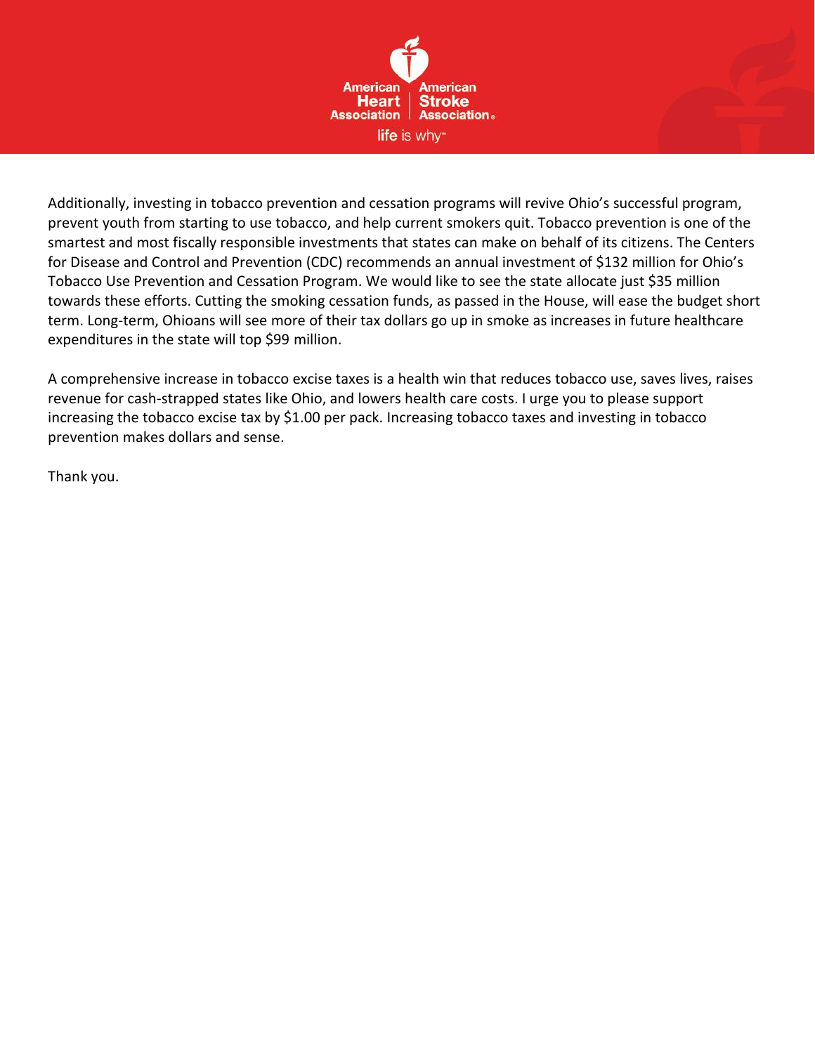Additionally, investing in tobacco prevention and cessation programs will revive Ohio's successful program, prevent youth from starting to use tobacco, and help current smokers quit. Tobacco prevention is one of the smartest and most fiscally responsible investments that states can make on behalf of its citizens. The Centers for Disease and Control and Prevention (CDC) recommends an annual investment of $132 million for Ohio's Tobacco Use Prevention and Cessation Program. We would like to see the state allocate just $35 million towards these efforts. Cutting the smoking cessation funds, as passed in the House, will ease the budget short term. Long-term, Ohioans will see more of their tax dollars go up in smoke as increases in future healthcare expenditures in the state will top $99 million.

A comprehensive increase in tobacco excise taxes is a health win that reduces tobacco use, saves lives, raises revenue for cash-strapped states like Ohio, and lowers health care costs. I urge you to please support increasing the tobacco excise tax by $1.00 per pack. Increasing tobacco taxes and investing in tobacco prevention makes dollars and sense.

Thank you.